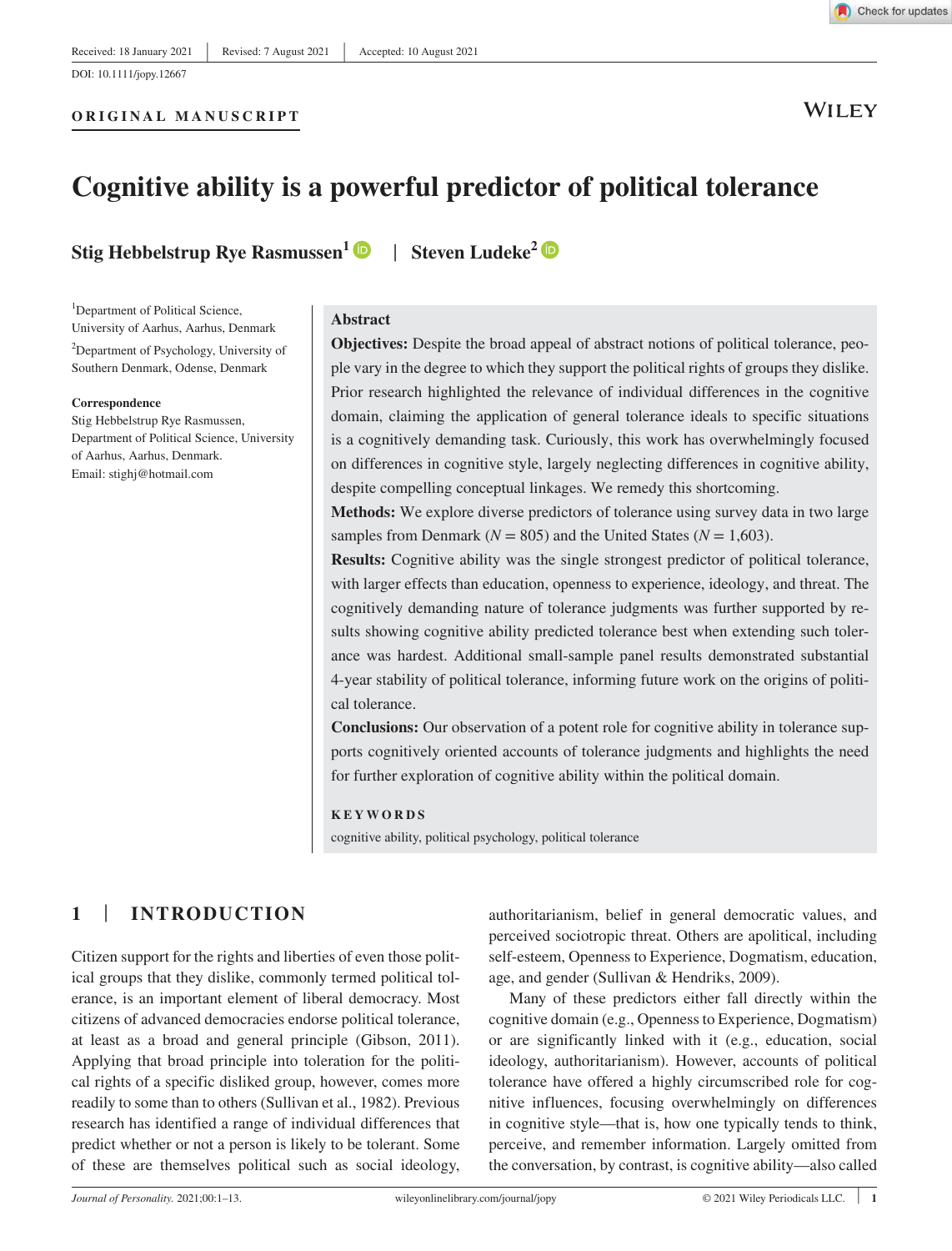Received: 18 January 2021 | Revised: 7 August 2021 | Accepted: 10 August 2021

DOI: 10.1111/jopy.12667

**ORIGINAL MANUSCRIPT**

# Cognitive ability is a powerful predictor of political tolerance

**Stig Hebbelstrup Rye Rasmussen**[1] | **Steven Ludeke**[2]

[1]Department of Political Science, University of Aarhus, Aarhus, Denmark

[2]Department of Psychology, University of Southern Denmark, Odense, Denmark

**Correspondence**
Stig Hebbelstrup Rye Rasmussen, Department of Political Science, University of Aarhus, Aarhus, Denmark.
Email: stighj@hotmail.com

## Abstract

**Objectives:** Despite the broad appeal of abstract notions of political tolerance, people vary in the degree to which they support the political rights of groups they dislike. Prior research highlighted the relevance of individual differences in the cognitive domain, claiming the application of general tolerance ideals to specific situations is a cognitively demanding task. Curiously, this work has overwhelmingly focused on differences in cognitive style, largely neglecting differences in cognitive ability, despite compelling conceptual linkages. We remedy this shortcoming.

**Methods:** We explore diverse predictors of tolerance using survey data in two large samples from Denmark ($N = 805$) and the United States ($N = 1{,}603$).

**Results:** Cognitive ability was the single strongest predictor of political tolerance, with larger effects than education, openness to experience, ideology, and threat. The cognitively demanding nature of tolerance judgments was further supported by results showing cognitive ability predicted tolerance best when extending such tolerance was hardest. Additional small-sample panel results demonstrated substantial 4-year stability of political tolerance, informing future work on the origins of political tolerance.

**Conclusions:** Our observation of a potent role for cognitive ability in tolerance supports cognitively oriented accounts of tolerance judgments and highlights the need for further exploration of cognitive ability within the political domain.

**KEYWORDS**

cognitive ability, political psychology, political tolerance

## 1 | INTRODUCTION

Citizen support for the rights and liberties of even those political groups that they dislike, commonly termed political tolerance, is an important element of liberal democracy. Most citizens of advanced democracies endorse political tolerance, at least as a broad and general principle (Gibson, 2011). Applying that broad principle into toleration for the political rights of a specific disliked group, however, comes more readily to some than to others (Sullivan et al., 1982). Previous research has identified a range of individual differences that predict whether or not a person is likely to be tolerant. Some of these are themselves political such as social ideology, authoritarianism, belief in general democratic values, and perceived sociotropic threat. Others are apolitical, including self-esteem, Openness to Experience, Dogmatism, education, age, and gender (Sullivan & Hendriks, 2009).

Many of these predictors either fall directly within the cognitive domain (e.g., Openness to Experience, Dogmatism) or are significantly linked with it (e.g., education, social ideology, authoritarianism). However, accounts of political tolerance have offered a highly circumscribed role for cognitive influences, focusing overwhelmingly on differences in cognitive style—that is, how one typically tends to think, perceive, and remember information. Largely omitted from the conversation, by contrast, is cognitive ability—also called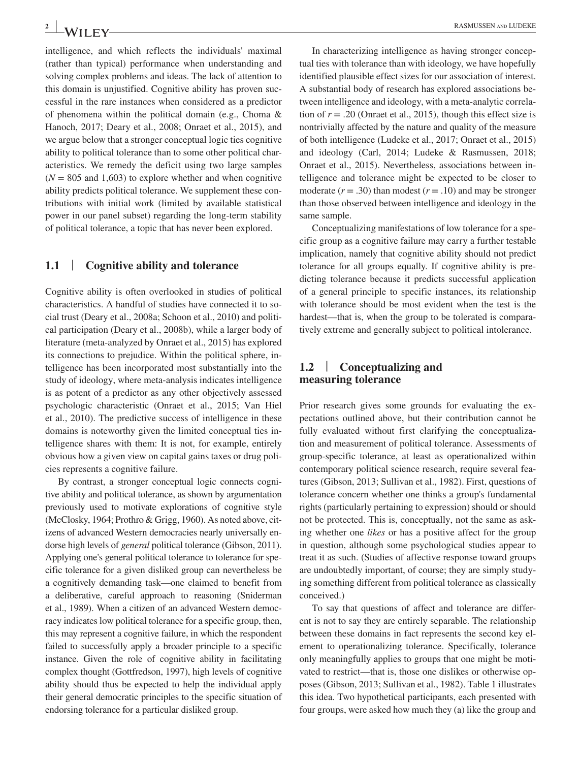intelligence, and which reflects the individuals' maximal (rather than typical) performance when understanding and solving complex problems and ideas. The lack of attention to this domain is unjustified. Cognitive ability has proven successful in the rare instances when considered as a predictor of phenomena within the political domain (e.g., Choma & Hanoch, 2017; Deary et al., 2008; Onraet et al., 2015), and we argue below that a stronger conceptual logic ties cognitive ability to political tolerance than to some other political characteristics. We remedy the deficit using two large samples ($N = 805$ and 1,603) to explore whether and when cognitive ability predicts political tolerance. We supplement these contributions with initial work (limited by available statistical power in our panel subset) regarding the long-term stability of political tolerance, a topic that has never been explored.

## 1.1 | Cognitive ability and tolerance

Cognitive ability is often overlooked in studies of political characteristics. A handful of studies have connected it to social trust (Deary et al., 2008a; Schoon et al., 2010) and political participation (Deary et al., 2008b), while a larger body of literature (meta-analyzed by Onraet et al., 2015) has explored its connections to prejudice. Within the political sphere, intelligence has been incorporated most substantially into the study of ideology, where meta-analysis indicates intelligence is as potent of a predictor as any other objectively assessed psychologic characteristic (Onraet et al., 2015; Van Hiel et al., 2010). The predictive success of intelligence in these domains is noteworthy given the limited conceptual ties intelligence shares with them: It is not, for example, entirely obvious how a given view on capital gains taxes or drug policies represents a cognitive failure.

By contrast, a stronger conceptual logic connects cognitive ability and political tolerance, as shown by argumentation previously used to motivate explorations of cognitive style (McClosky, 1964; Prothro & Grigg, 1960). As noted above, citizens of advanced Western democracies nearly universally endorse high levels of *general* political tolerance (Gibson, 2011). Applying one's general political tolerance to tolerance for specific tolerance for a given disliked group can nevertheless be a cognitively demanding task—one claimed to benefit from a deliberative, careful approach to reasoning (Sniderman et al., 1989). When a citizen of an advanced Western democracy indicates low political tolerance for a specific group, then, this may represent a cognitive failure, in which the respondent failed to successfully apply a broader principle to a specific instance. Given the role of cognitive ability in facilitating complex thought (Gottfredson, 1997), high levels of cognitive ability should thus be expected to help the individual apply their general democratic principles to the specific situation of endorsing tolerance for a particular disliked group.

In characterizing intelligence as having stronger conceptual ties with tolerance than with ideology, we have hopefully identified plausible effect sizes for our association of interest. A substantial body of research has explored associations between intelligence and ideology, with a meta-analytic correlation of $r = .20$ (Onraet et al., 2015), though this effect size is nontrivially affected by the nature and quality of the measure of both intelligence (Ludeke et al., 2017; Onraet et al., 2015) and ideology (Carl, 2014; Ludeke & Rasmussen, 2018; Onraet et al., 2015). Nevertheless, associations between intelligence and tolerance might be expected to be closer to moderate ($r = .30$) than modest ($r = .10$) and may be stronger than those observed between intelligence and ideology in the same sample.

Conceptualizing manifestations of low tolerance for a specific group as a cognitive failure may carry a further testable implication, namely that cognitive ability should not predict tolerance for all groups equally. If cognitive ability is predicting tolerance because it predicts successful application of a general principle to specific instances, its relationship with tolerance should be most evident when the test is the hardest—that is, when the group to be tolerated is comparatively extreme and generally subject to political intolerance.

## 1.2 | Conceptualizing and measuring tolerance

Prior research gives some grounds for evaluating the expectations outlined above, but their contribution cannot be fully evaluated without first clarifying the conceptualization and measurement of political tolerance. Assessments of group-specific tolerance, at least as operationalized within contemporary political science research, require several features (Gibson, 2013; Sullivan et al., 1982). First, questions of tolerance concern whether one thinks a group's fundamental rights (particularly pertaining to expression) should or should not be protected. This is, conceptually, not the same as asking whether one *likes* or has a positive affect for the group in question, although some psychological studies appear to treat it as such. (Studies of affective response toward groups are undoubtedly important, of course; they are simply studying something different from political tolerance as classically conceived.)

To say that questions of affect and tolerance are different is not to say they are entirely separable. The relationship between these domains in fact represents the second key element to operationalizing tolerance. Specifically, tolerance only meaningfully applies to groups that one might be motivated to restrict—that is, those one dislikes or otherwise opposes (Gibson, 2013; Sullivan et al., 1982). Table 1 illustrates this idea. Two hypothetical participants, each presented with four groups, were asked how much they (a) like the group and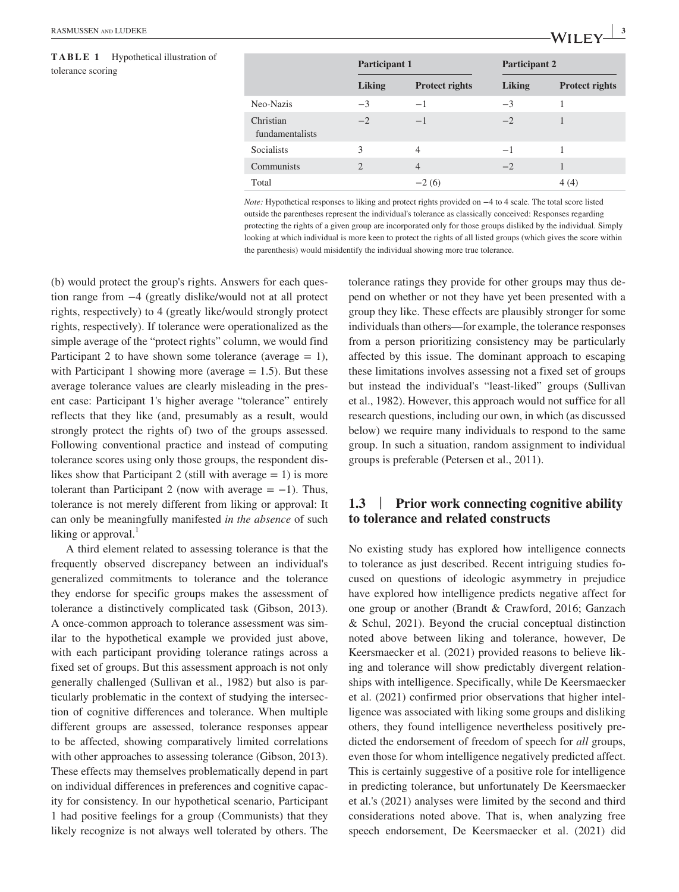**TABLE 1** Hypothetical illustration of tolerance scoring

| | Participant 1 | | Participant 2 | |
|---|---|---|---|---|
| | Liking | Protect rights | Liking | Protect rights |
| Neo-Nazis | −3 | −1 | −3 | 1 |
| Christian fundamentalists | −2 | −1 | −2 | 1 |
| Socialists | 3 | 4 | −1 | 1 |
| Communists | 2 | 4 | −2 | 1 |
| Total | | −2 (6) | | 4 (4) |

*Note:* Hypothetical responses to liking and protect rights provided on −4 to 4 scale. The total score listed outside the parentheses represent the individual's tolerance as classically conceived: Responses regarding protecting the rights of a given group are incorporated only for those groups disliked by the individual. Simply looking at which individual is more keen to protect the rights of all listed groups (which gives the score within the parenthesis) would misidentify the individual showing more true tolerance.

(b) would protect the group's rights. Answers for each question range from −4 (greatly dislike/would not at all protect rights, respectively) to 4 (greatly like/would strongly protect rights, respectively). If tolerance were operationalized as the simple average of the "protect rights" column, we would find Participant 2 to have shown some tolerance (average = 1), with Participant 1 showing more (average = 1.5). But these average tolerance values are clearly misleading in the present case: Participant 1's higher average "tolerance" entirely reflects that they like (and, presumably as a result, would strongly protect the rights of) two of the groups assessed. Following conventional practice and instead of computing tolerance scores using only those groups, the respondent dislikes show that Participant 2 (still with average = 1) is more tolerant than Participant 2 (now with average = −1). Thus, tolerance is not merely different from liking or approval: It can only be meaningfully manifested *in the absence* of such liking or approval.[1]

A third element related to assessing tolerance is that the frequently observed discrepancy between an individual's generalized commitments to tolerance and the tolerance they endorse for specific groups makes the assessment of tolerance a distinctively complicated task (Gibson, 2013). A once-common approach to tolerance assessment was similar to the hypothetical example we provided just above, with each participant providing tolerance ratings across a fixed set of groups. But this assessment approach is not only generally challenged (Sullivan et al., 1982) but also is particularly problematic in the context of studying the intersection of cognitive differences and tolerance. When multiple different groups are assessed, tolerance responses appear to be affected, showing comparatively limited correlations with other approaches to assessing tolerance (Gibson, 2013). These effects may themselves problematically depend in part on individual differences in preferences and cognitive capacity for consistency. In our hypothetical scenario, Participant 1 had positive feelings for a group (Communists) that they likely recognize is not always well tolerated by others. The tolerance ratings they provide for other groups may thus depend on whether or not they have yet been presented with a group they like. These effects are plausibly stronger for some individuals than others—for example, the tolerance responses from a person prioritizing consistency may be particularly affected by this issue. The dominant approach to escaping these limitations involves assessing not a fixed set of groups but instead the individual's "least-liked" groups (Sullivan et al., 1982). However, this approach would not suffice for all research questions, including our own, in which (as discussed below) we require many individuals to respond to the same group. In such a situation, random assignment to individual groups is preferable (Petersen et al., 2011).

### 1.3 | Prior work connecting cognitive ability to tolerance and related constructs

No existing study has explored how intelligence connects to tolerance as just described. Recent intriguing studies focused on questions of ideologic asymmetry in prejudice have explored how intelligence predicts negative affect for one group or another (Brandt & Crawford, 2016; Ganzach & Schul, 2021). Beyond the crucial conceptual distinction noted above between liking and tolerance, however, De Keersmaecker et al. (2021) provided reasons to believe liking and tolerance will show predictably divergent relationships with intelligence. Specifically, while De Keersmaecker et al. (2021) confirmed prior observations that higher intelligence was associated with liking some groups and disliking others, they found intelligence nevertheless positively predicted the endorsement of freedom of speech for *all* groups, even those for whom intelligence negatively predicted affect. This is certainly suggestive of a positive role for intelligence in predicting tolerance, but unfortunately De Keersmaecker et al.'s (2021) analyses were limited by the second and third considerations noted above. That is, when analyzing free speech endorsement, De Keersmaecker et al. (2021) did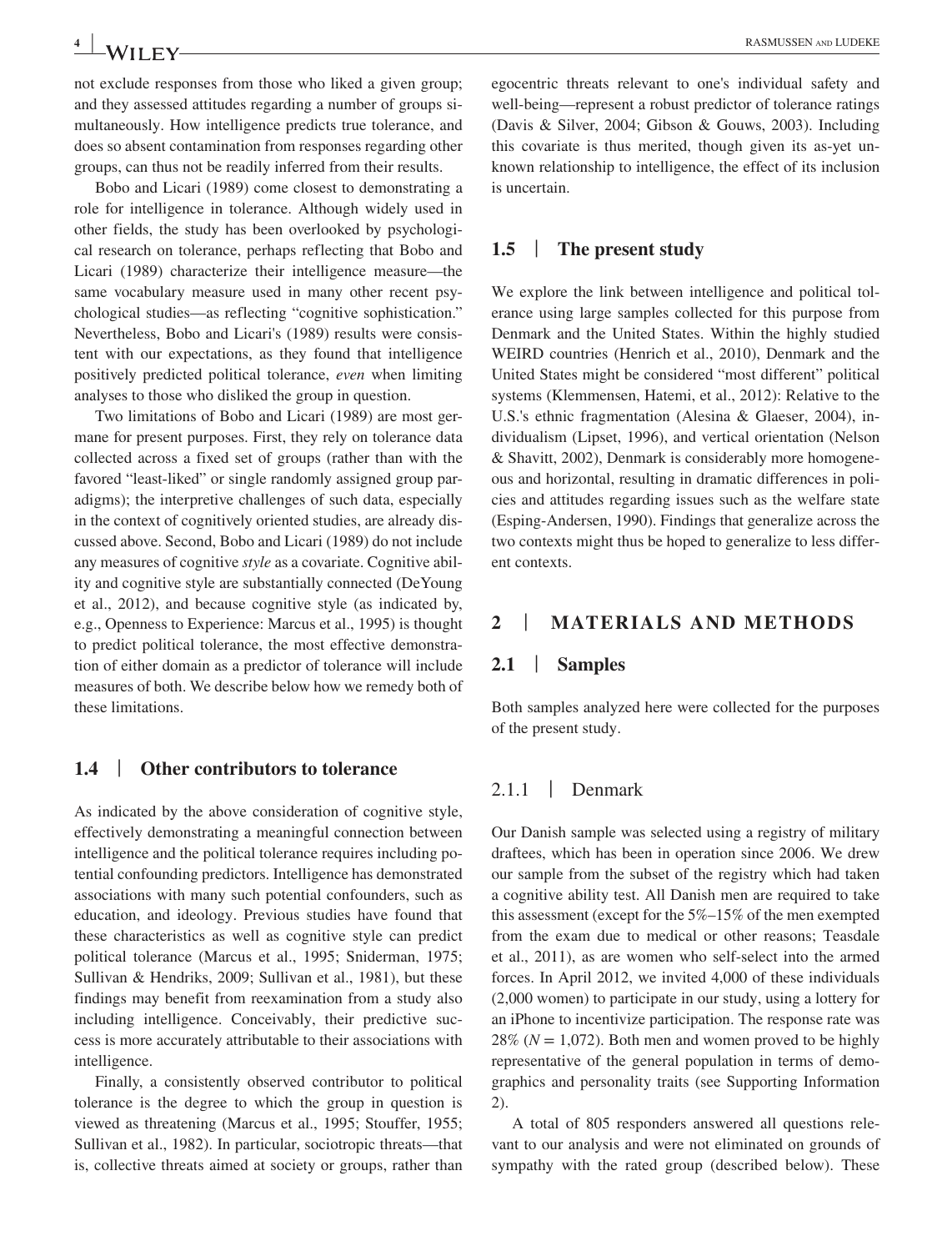not exclude responses from those who liked a given group; and they assessed attitudes regarding a number of groups simultaneously. How intelligence predicts true tolerance, and does so absent contamination from responses regarding other groups, can thus not be readily inferred from their results.

Bobo and Licari (1989) come closest to demonstrating a role for intelligence in tolerance. Although widely used in other fields, the study has been overlooked by psychological research on tolerance, perhaps reflecting that Bobo and Licari (1989) characterize their intelligence measure—the same vocabulary measure used in many other recent psychological studies—as reflecting "cognitive sophistication." Nevertheless, Bobo and Licari's (1989) results were consistent with our expectations, as they found that intelligence positively predicted political tolerance, *even* when limiting analyses to those who disliked the group in question.

Two limitations of Bobo and Licari (1989) are most germane for present purposes. First, they rely on tolerance data collected across a fixed set of groups (rather than with the favored "least-liked" or single randomly assigned group paradigms); the interpretive challenges of such data, especially in the context of cognitively oriented studies, are already discussed above. Second, Bobo and Licari (1989) do not include any measures of cognitive *style* as a covariate. Cognitive ability and cognitive style are substantially connected (DeYoung et al., 2012), and because cognitive style (as indicated by, e.g., Openness to Experience: Marcus et al., 1995) is thought to predict political tolerance, the most effective demonstration of either domain as a predictor of tolerance will include measures of both. We describe below how we remedy both of these limitations.

### 1.4 | Other contributors to tolerance

As indicated by the above consideration of cognitive style, effectively demonstrating a meaningful connection between intelligence and the political tolerance requires including potential confounding predictors. Intelligence has demonstrated associations with many such potential confounders, such as education, and ideology. Previous studies have found that these characteristics as well as cognitive style can predict political tolerance (Marcus et al., 1995; Sniderman, 1975; Sullivan & Hendriks, 2009; Sullivan et al., 1981), but these findings may benefit from reexamination from a study also including intelligence. Conceivably, their predictive success is more accurately attributable to their associations with intelligence.

Finally, a consistently observed contributor to political tolerance is the degree to which the group in question is viewed as threatening (Marcus et al., 1995; Stouffer, 1955; Sullivan et al., 1982). In particular, sociotropic threats—that is, collective threats aimed at society or groups, rather than egocentric threats relevant to one's individual safety and well-being—represent a robust predictor of tolerance ratings (Davis & Silver, 2004; Gibson & Gouws, 2003). Including this covariate is thus merited, though given its as-yet unknown relationship to intelligence, the effect of its inclusion is uncertain.

### 1.5 | The present study

We explore the link between intelligence and political tolerance using large samples collected for this purpose from Denmark and the United States. Within the highly studied WEIRD countries (Henrich et al., 2010), Denmark and the United States might be considered "most different" political systems (Klemmensen, Hatemi, et al., 2012): Relative to the U.S.'s ethnic fragmentation (Alesina & Glaeser, 2004), individualism (Lipset, 1996), and vertical orientation (Nelson & Shavitt, 2002), Denmark is considerably more homogeneous and horizontal, resulting in dramatic differences in policies and attitudes regarding issues such as the welfare state (Esping-Andersen, 1990). Findings that generalize across the two contexts might thus be hoped to generalize to less different contexts.

## 2 | MATERIALS AND METHODS

### 2.1 | Samples

Both samples analyzed here were collected for the purposes of the present study.

#### 2.1.1 | Denmark

Our Danish sample was selected using a registry of military draftees, which has been in operation since 2006. We drew our sample from the subset of the registry which had taken a cognitive ability test. All Danish men are required to take this assessment (except for the 5%–15% of the men exempted from the exam due to medical or other reasons; Teasdale et al., 2011), as are women who self-select into the armed forces. In April 2012, we invited 4,000 of these individuals (2,000 women) to participate in our study, using a lottery for an iPhone to incentivize participation. The response rate was 28% ($N = 1{,}072$). Both men and women proved to be highly representative of the general population in terms of demographics and personality traits (see Supporting Information 2).

A total of 805 responders answered all questions relevant to our analysis and were not eliminated on grounds of sympathy with the rated group (described below). These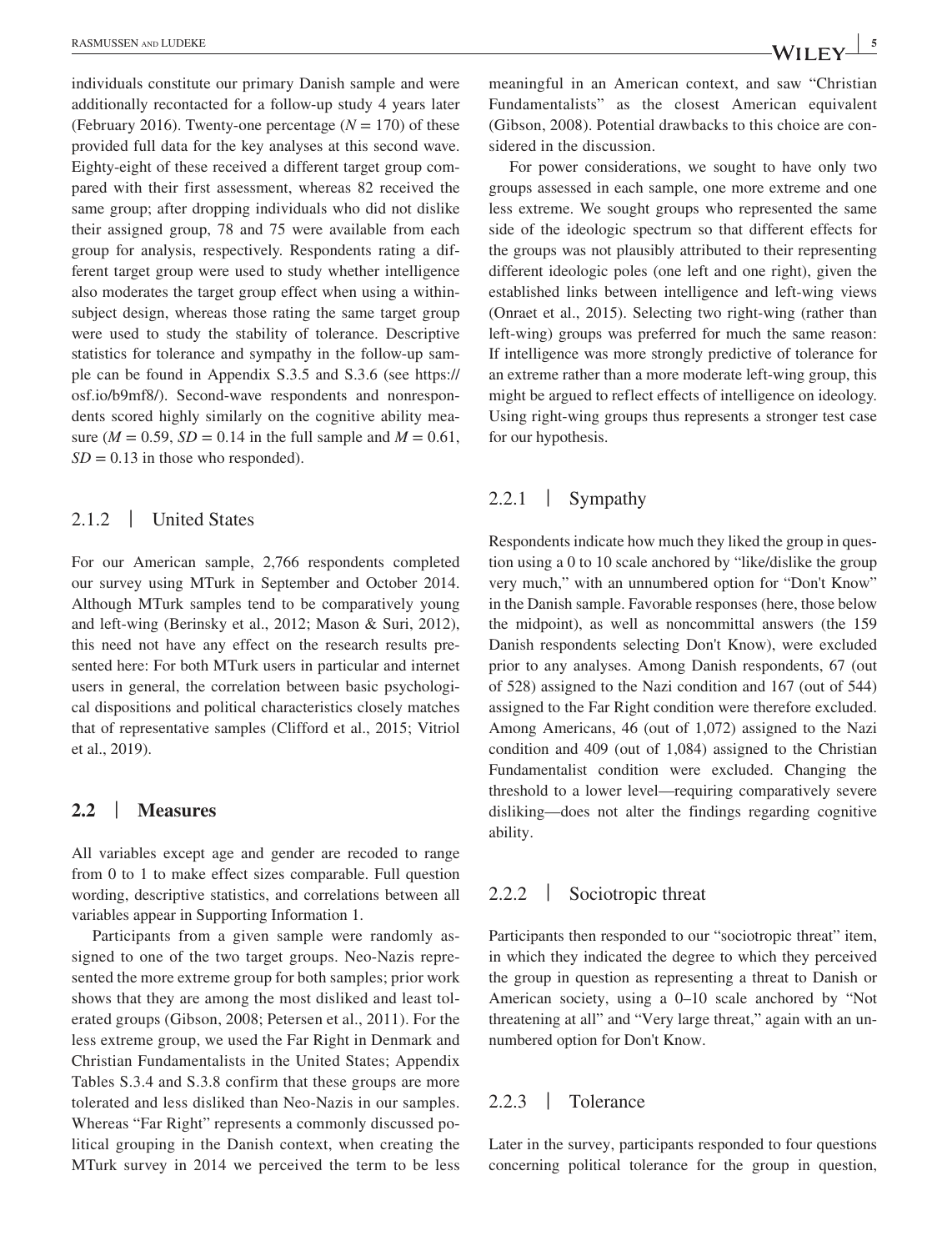individuals constitute our primary Danish sample and were additionally recontacted for a follow-up study 4 years later (February 2016). Twenty-one percentage ($N = 170$) of these provided full data for the key analyses at this second wave. Eighty-eight of these received a different target group compared with their first assessment, whereas 82 received the same group; after dropping individuals who did not dislike their assigned group, 78 and 75 were available from each group for analysis, respectively. Respondents rating a different target group were used to study whether intelligence also moderates the target group effect when using a within-subject design, whereas those rating the same target group were used to study the stability of tolerance. Descriptive statistics for tolerance and sympathy in the follow-up sample can be found in Appendix S.3.5 and S.3.6 (see https://osf.io/b9mf8/). Second-wave respondents and nonrespondents scored highly similarly on the cognitive ability measure ($M = 0.59$, $SD = 0.14$ in the full sample and $M = 0.61$, $SD = 0.13$ in those who responded).

### 2.1.2 | United States

For our American sample, 2,766 respondents completed our survey using MTurk in September and October 2014. Although MTurk samples tend to be comparatively young and left-wing (Berinsky et al., 2012; Mason & Suri, 2012), this need not have any effect on the research results presented here: For both MTurk users in particular and internet users in general, the correlation between basic psychological dispositions and political characteristics closely matches that of representative samples (Clifford et al., 2015; Vitriol et al., 2019).

## 2.2 | Measures

All variables except age and gender are recoded to range from 0 to 1 to make effect sizes comparable. Full question wording, descriptive statistics, and correlations between all variables appear in Supporting Information 1.

Participants from a given sample were randomly assigned to one of the two target groups. Neo-Nazis represented the more extreme group for both samples; prior work shows that they are among the most disliked and least tolerated groups (Gibson, 2008; Petersen et al., 2011). For the less extreme group, we used the Far Right in Denmark and Christian Fundamentalists in the United States; Appendix Tables S.3.4 and S.3.8 confirm that these groups are more tolerated and less disliked than Neo-Nazis in our samples. Whereas "Far Right" represents a commonly discussed political grouping in the Danish context, when creating the MTurk survey in 2014 we perceived the term to be less meaningful in an American context, and saw "Christian Fundamentalists" as the closest American equivalent (Gibson, 2008). Potential drawbacks to this choice are considered in the discussion.

For power considerations, we sought to have only two groups assessed in each sample, one more extreme and one less extreme. We sought groups who represented the same side of the ideologic spectrum so that different effects for the groups was not plausibly attributed to their representing different ideologic poles (one left and one right), given the established links between intelligence and left-wing views (Onraet et al., 2015). Selecting two right-wing (rather than left-wing) groups was preferred for much the same reason: If intelligence was more strongly predictive of tolerance for an extreme rather than a more moderate left-wing group, this might be argued to reflect effects of intelligence on ideology. Using right-wing groups thus represents a stronger test case for our hypothesis.

### 2.2.1 | Sympathy

Respondents indicate how much they liked the group in question using a 0 to 10 scale anchored by "like/dislike the group very much," with an unnumbered option for "Don't Know" in the Danish sample. Favorable responses (here, those below the midpoint), as well as noncommittal answers (the 159 Danish respondents selecting Don't Know), were excluded prior to any analyses. Among Danish respondents, 67 (out of 528) assigned to the Nazi condition and 167 (out of 544) assigned to the Far Right condition were therefore excluded. Among Americans, 46 (out of 1,072) assigned to the Nazi condition and 409 (out of 1,084) assigned to the Christian Fundamentalist condition were excluded. Changing the threshold to a lower level—requiring comparatively severe disliking—does not alter the findings regarding cognitive ability.

### 2.2.2 | Sociotropic threat

Participants then responded to our "sociotropic threat" item, in which they indicated the degree to which they perceived the group in question as representing a threat to Danish or American society, using a 0–10 scale anchored by "Not threatening at all" and "Very large threat," again with an unnumbered option for Don't Know.

### 2.2.3 | Tolerance

Later in the survey, participants responded to four questions concerning political tolerance for the group in question,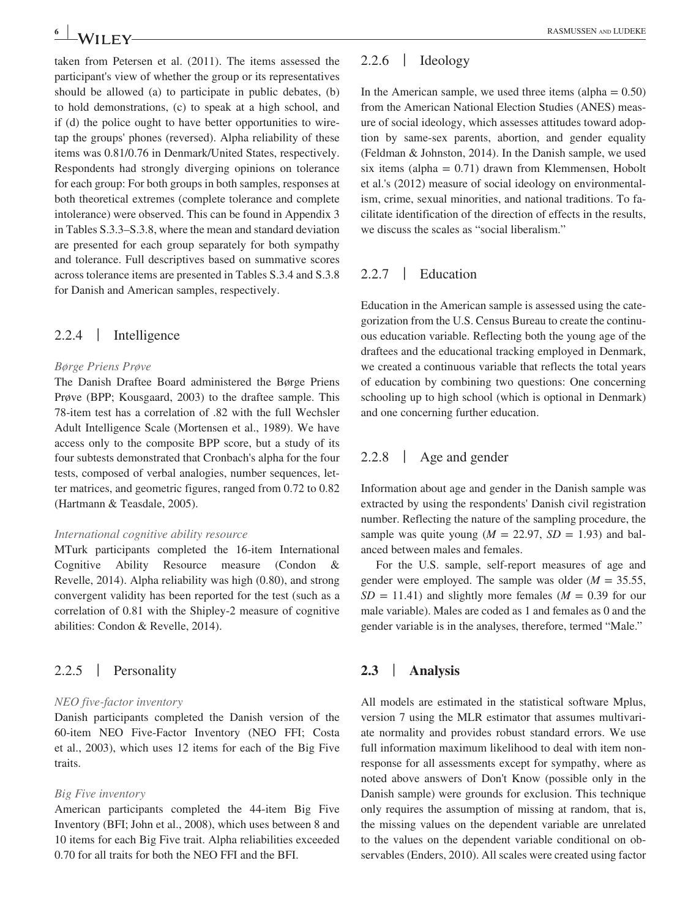taken from Petersen et al. (2011). The items assessed the participant's view of whether the group or its representatives should be allowed (a) to participate in public debates, (b) to hold demonstrations, (c) to speak at a high school, and if (d) the police ought to have better opportunities to wiretap the groups' phones (reversed). Alpha reliability of these items was 0.81/0.76 in Denmark/United States, respectively. Respondents had strongly diverging opinions on tolerance for each group: For both groups in both samples, responses at both theoretical extremes (complete tolerance and complete intolerance) were observed. This can be found in Appendix 3 in Tables S.3.3–S.3.8, where the mean and standard deviation are presented for each group separately for both sympathy and tolerance. Full descriptives based on summative scores across tolerance items are presented in Tables S.3.4 and S.3.8 for Danish and American samples, respectively.

### 2.2.4 | Intelligence

*Børge Priens Prøve*

The Danish Draftee Board administered the Børge Priens Prøve (BPP; Kousgaard, 2003) to the draftee sample. This 78-item test has a correlation of .82 with the full Wechsler Adult Intelligence Scale (Mortensen et al., 1989). We have access only to the composite BPP score, but a study of its four subtests demonstrated that Cronbach's alpha for the four tests, composed of verbal analogies, number sequences, letter matrices, and geometric figures, ranged from 0.72 to 0.82 (Hartmann & Teasdale, 2005).

*International cognitive ability resource*

MTurk participants completed the 16-item International Cognitive Ability Resource measure (Condon & Revelle, 2014). Alpha reliability was high (0.80), and strong convergent validity has been reported for the test (such as a correlation of 0.81 with the Shipley-2 measure of cognitive abilities: Condon & Revelle, 2014).

### 2.2.5 | Personality

*NEO five-factor inventory*

Danish participants completed the Danish version of the 60-item NEO Five-Factor Inventory (NEO FFI; Costa et al., 2003), which uses 12 items for each of the Big Five traits.

*Big Five inventory*

American participants completed the 44-item Big Five Inventory (BFI; John et al., 2008), which uses between 8 and 10 items for each Big Five trait. Alpha reliabilities exceeded 0.70 for all traits for both the NEO FFI and the BFI.

### 2.2.6 | Ideology

In the American sample, we used three items (alpha = 0.50) from the American National Election Studies (ANES) measure of social ideology, which assesses attitudes toward adoption by same-sex parents, abortion, and gender equality (Feldman & Johnston, 2014). In the Danish sample, we used six items (alpha = 0.71) drawn from Klemmensen, Hobolt et al.'s (2012) measure of social ideology on environmentalism, crime, sexual minorities, and national traditions. To facilitate identification of the direction of effects in the results, we discuss the scales as "social liberalism."

### 2.2.7 | Education

Education in the American sample is assessed using the categorization from the U.S. Census Bureau to create the continuous education variable. Reflecting both the young age of the draftees and the educational tracking employed in Denmark, we created a continuous variable that reflects the total years of education by combining two questions: One concerning schooling up to high school (which is optional in Denmark) and one concerning further education.

### 2.2.8 | Age and gender

Information about age and gender in the Danish sample was extracted by using the respondents' Danish civil registration number. Reflecting the nature of the sampling procedure, the sample was quite young ($M = 22.97$, $SD = 1.93$) and balanced between males and females.

For the U.S. sample, self-report measures of age and gender were employed. The sample was older ($M = 35.55$, $SD = 11.41$) and slightly more females ($M = 0.39$ for our male variable). Males are coded as 1 and females as 0 and the gender variable is in the analyses, therefore, termed "Male."

## 2.3 | Analysis

All models are estimated in the statistical software Mplus, version 7 using the MLR estimator that assumes multivariate normality and provides robust standard errors. We use full information maximum likelihood to deal with item nonresponse for all assessments except for sympathy, where as noted above answers of Don't Know (possible only in the Danish sample) were grounds for exclusion. This technique only requires the assumption of missing at random, that is, the missing values on the dependent variable are unrelated to the values on the dependent variable conditional on observables (Enders, 2010). All scales were created using factor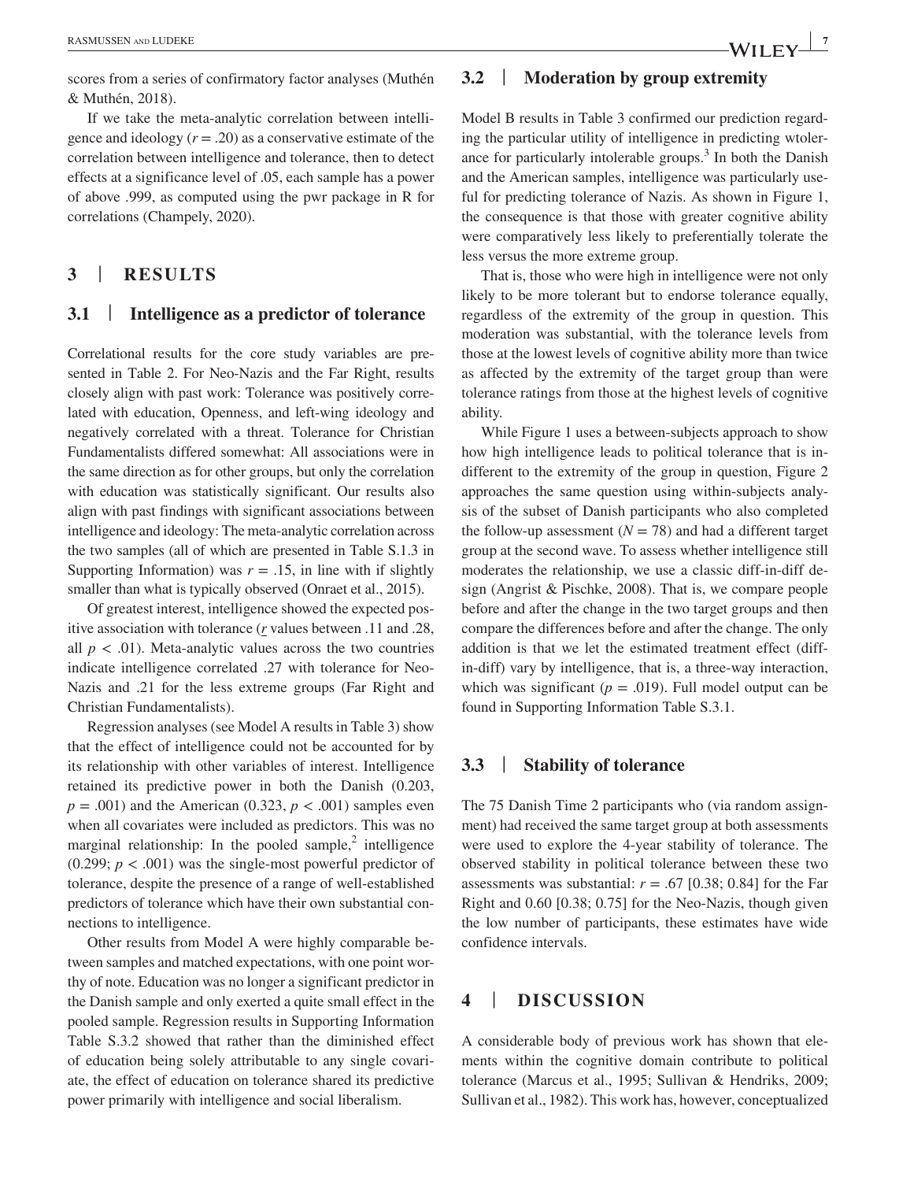scores from a series of confirmatory factor analyses (Muthén & Muthén, 2018).

If we take the meta-analytic correlation between intelligence and ideology ($r = .20$) as a conservative estimate of the correlation between intelligence and tolerance, then to detect effects at a significance level of .05, each sample has a power of above .999, as computed using the pwr package in R for correlations (Champely, 2020).

## 3 | RESULTS

### 3.1 | Intelligence as a predictor of tolerance

Correlational results for the core study variables are presented in Table 2. For Neo-Nazis and the Far Right, results closely align with past work: Tolerance was positively correlated with education, Openness, and left-wing ideology and negatively correlated with a threat. Tolerance for Christian Fundamentalists differed somewhat: All associations were in the same direction as for other groups, but only the correlation with education was statistically significant. Our results also align with past findings with significant associations between intelligence and ideology: The meta-analytic correlation across the two samples (all of which are presented in Table S.1.3 in Supporting Information) was $r = .15$, in line with if slightly smaller than what is typically observed (Onraet et al., 2015).

Of greatest interest, intelligence showed the expected positive association with tolerance ($r$ values between .11 and .28, all $p < .01$). Meta-analytic values across the two countries indicate intelligence correlated .27 with tolerance for Neo-Nazis and .21 for the less extreme groups (Far Right and Christian Fundamentalists).

Regression analyses (see Model A results in Table 3) show that the effect of intelligence could not be accounted for by its relationship with other variables of interest. Intelligence retained its predictive power in both the Danish (0.203, $p = .001$) and the American (0.323, $p < .001$) samples even when all covariates were included as predictors. This was no marginal relationship: In the pooled sample,[2] intelligence (0.299; $p < .001$) was the single-most powerful predictor of tolerance, despite the presence of a range of well-established predictors of tolerance which have their own substantial connections to intelligence.

Other results from Model A were highly comparable between samples and matched expectations, with one point worthy of note. Education was no longer a significant predictor in the Danish sample and only exerted a quite small effect in the pooled sample. Regression results in Supporting Information Table S.3.2 showed that rather than the diminished effect of education being solely attributable to any single covariate, the effect of education on tolerance shared its predictive power primarily with intelligence and social liberalism.

### 3.2 | Moderation by group extremity

Model B results in Table 3 confirmed our prediction regarding the particular utility of intelligence in predicting wtolerance for particularly intolerable groups.[3] In both the Danish and the American samples, intelligence was particularly useful for predicting tolerance of Nazis. As shown in Figure 1, the consequence is that those with greater cognitive ability were comparatively less likely to preferentially tolerate the less versus the more extreme group.

That is, those who were high in intelligence were not only likely to be more tolerant but to endorse tolerance equally, regardless of the extremity of the group in question. This moderation was substantial, with the tolerance levels from those at the lowest levels of cognitive ability more than twice as affected by the extremity of the target group than were tolerance ratings from those at the highest levels of cognitive ability.

While Figure 1 uses a between-subjects approach to show how high intelligence leads to political tolerance that is indifferent to the extremity of the group in question, Figure 2 approaches the same question using within-subjects analysis of the subset of Danish participants who also completed the follow-up assessment ($N = 78$) and had a different target group at the second wave. To assess whether intelligence still moderates the relationship, we use a classic diff-in-diff design (Angrist & Pischke, 2008). That is, we compare people before and after the change in the two target groups and then compare the differences before and after the change. The only addition is that we let the estimated treatment effect (diff-in-diff) vary by intelligence, that is, a three-way interaction, which was significant ($p = .019$). Full model output can be found in Supporting Information Table S.3.1.

### 3.3 | Stability of tolerance

The 75 Danish Time 2 participants who (via random assignment) had received the same target group at both assessments were used to explore the 4-year stability of tolerance. The observed stability in political tolerance between these two assessments was substantial: $r = .67$ [0.38; 0.84] for the Far Right and 0.60 [0.38; 0.75] for the Neo-Nazis, though given the low number of participants, these estimates have wide confidence intervals.

## 4 | DISCUSSION

A considerable body of previous work has shown that elements within the cognitive domain contribute to political tolerance (Marcus et al., 1995; Sullivan & Hendriks, 2009; Sullivan et al., 1982). This work has, however, conceptualized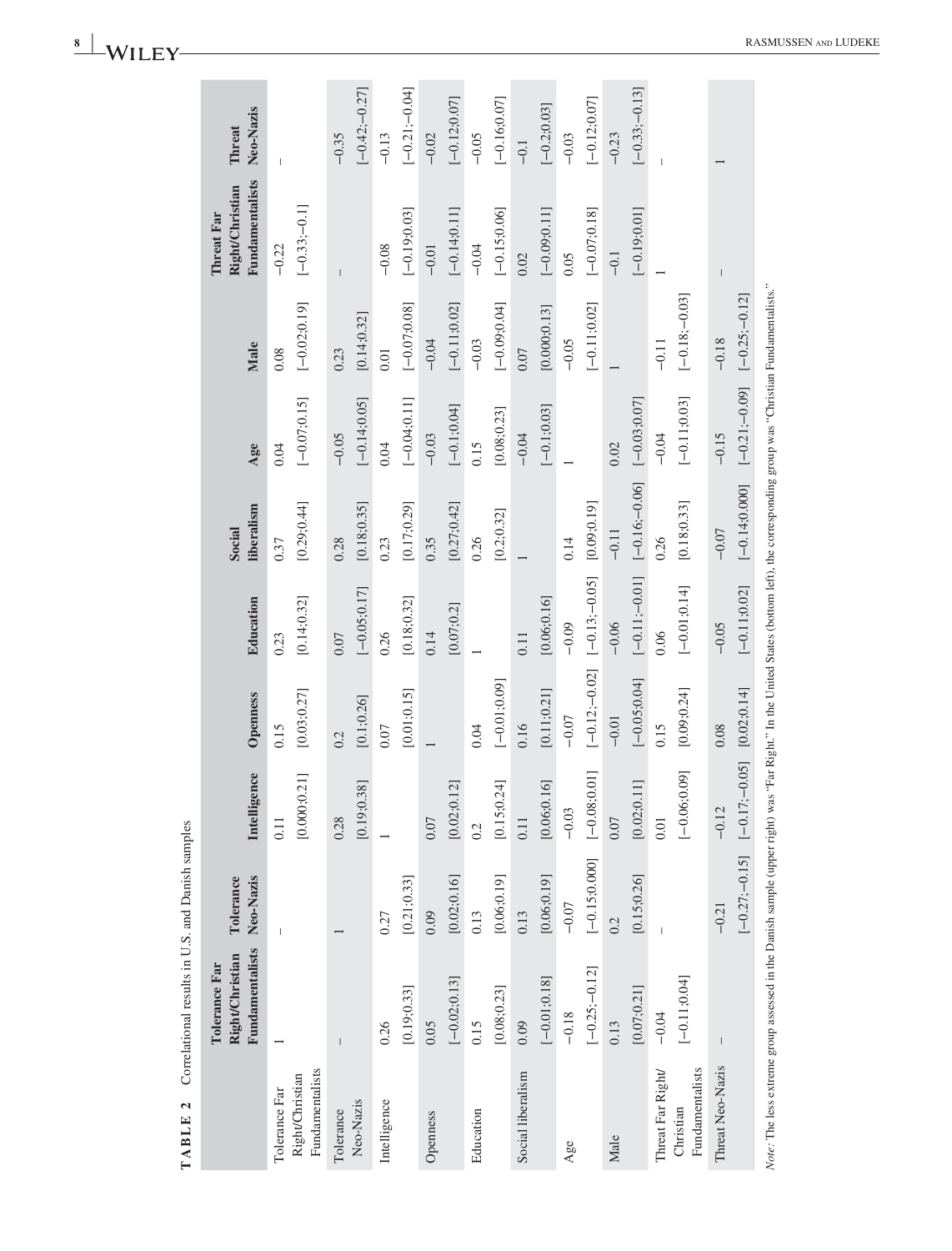**TABLE 2** Correlational results in U.S. and Danish samples

| | Tolerance Far Right/Christian Fundamentalists | Tolerance Neo-Nazis | Intelligence | Openness | Education | Social liberalism | Age | Male | Threat Far Right/Christian Fundamentalists | Threat Neo-Nazis |
|---|---|---|---|---|---|---|---|---|---|---|
| Tolerance Far Right/Christian Fundamentalists | 1 | – | 0.11 | 0.15 | 0.23 | 0.37 | 0.04 | 0.08 | −0.22 | – |
| | | | [0.000;0.21] | [0.03;0.27] | [0.14;0.32] | [0.29;0.44] | [−0.07;0.15] | [−0.02;0.19] | [−0.33;−0.1] | |
| Tolerance Neo-Nazis | – | 1 | 0.28 | 0.2 | 0.07 | 0.28 | −0.05 | 0.23 | – | −0.35 |
| | | | [0.19;0.38] | [0.1;0.26] | [−0.05;0.17] | [0.18;0.35] | [−0.14;0.05] | [0.14;0.32] | | [−0.42;−0.27] |
| Intelligence | 0.26 | 0.27 | 1 | 0.07 | 0.26 | 0.23 | 0.04 | 0.01 | −0.08 | −0.13 |
| | [0.19;0.33] | [0.21;0.33] | | [0.01;0.15] | [0.18;0.32] | [0.17;0.29] | [−0.04;0.11] | [−0.07;0.08] | [−0.19;0.03] | [−0.21;−0.04] |
| Openness | 0.05 | 0.09 | 0.07 | 1 | 0.14 | 0.35 | −0.03 | −0.04 | −0.01 | −0.02 |
| | [−0.02;0.13] | [0.02;0.16] | [0.02;0.12] | | [0.07;0.2] | [0.27;0.42] | [−0.1;0.04] | [−0.11;0.02] | [−0.14;0.11] | [−0.12;0.07] |
| Education | 0.15 | 0.13 | 0.2 | 0.04 | 1 | 0.26 | 0.15 | −0.03 | −0.04 | −0.05 |
| | [0.08;0.23] | [0.06;0.19] | [0.15;0.24] | [−0.01;0.09] | | [0.2;0.32] | [0.08;0.23] | [−0.09;0.04] | [−0.15;0.06] | [−0.16;0.07] |
| Social liberalism | 0.09 | 0.13 | 0.11 | 0.16 | 0.11 | 1 | −0.04 | 0.07 | 0.02 | −0.1 |
| | [−0.01;0.18] | [0.06;0.19] | [0.06;0.16] | [0.11;0.21] | [0.06;0.16] | | [−0.1;0.03] | [0.000;0.13] | [−0.09;0.11] | [−0.2;0.03] |
| Age | −0.18 | −0.07 | −0.03 | −0.07 | −0.09 | 0.14 | 1 | −0.05 | 0.05 | −0.03 |
| | [−0.25;−0.12] | [−0.15;0.000] | [−0.08;0.01] | [−0.12;−0.02] | [−0.13;−0.05] | [0.09;0.19] | | [−0.11;0.02] | [−0.07;0.18] | [−0.12;0.07] |
| Male | 0.13 | 0.2 | 0.07 | −0.01 | −0.06 | −0.11 | 0.02 | 1 | −0.1 | −0.23 |
| | [0.07;0.21] | [0.15;0.26] | [0.02;0.11] | [−0.05;0.04] | [−0.11;−0.01] | [−0.16;−0.06] | [−0.03;0.07] | | [−0.19;0.01] | [−0.33;−0.13] |
| Threat Far Right/Christian Fundamentalists | −0.04 | – | 0.01 | 0.15 | 0.06 | 0.26 | −0.04 | −0.11 | 1 | – |
| | [−0.11;0.04] | | [−0.06;0.09] | [0.09;0.24] | [−0.01;0.14] | [0.18;0.33] | [−0.11;0.03] | [−0.18;−0.03] | | |
| Threat Neo-Nazis | – | −0.21 | −0.12 | 0.08 | −0.05 | −0.07 | −0.15 | −0.18 | – | 1 |
| | | [−0.27;−0.15] | [−0.17;−0.05] | [0.02;0.14] | [−0.11;0.02] | [−0.14;0.000] | [−0.21;−0.09] | [−0.25;−0.12] | | |

*Note*: The less extreme group assessed in the Danish sample (upper right) was "Far Right." In the United States (bottom left), the corresponding group was "Christian Fundamentalists."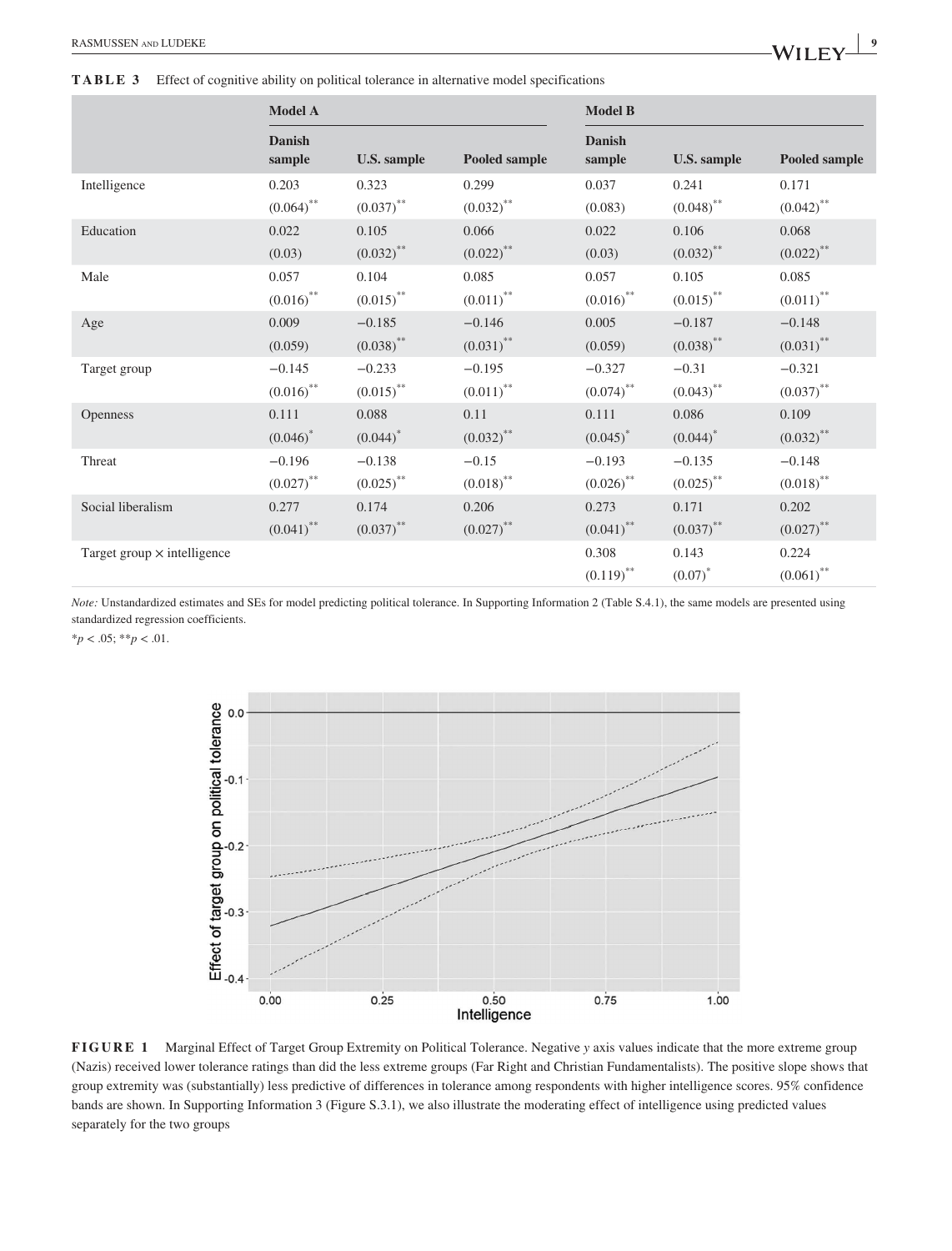**TABLE 3** Effect of cognitive ability on political tolerance in alternative model specifications

| | Model A | | | Model B | | |
|---|---|---|---|---|---|---|
| | Danish sample | U.S. sample | Pooled sample | Danish sample | U.S. sample | Pooled sample |
| Intelligence | 0.203 | 0.323 | 0.299 | 0.037 | 0.241 | 0.171 |
| | (0.064)** | (0.037)** | (0.032)** | (0.083) | (0.048)** | (0.042)** |
| Education | 0.022 | 0.105 | 0.066 | 0.022 | 0.106 | 0.068 |
| | (0.03) | (0.032)** | (0.022)** | (0.03) | (0.032)** | (0.022)** |
| Male | 0.057 | 0.104 | 0.085 | 0.057 | 0.105 | 0.085 |
| | (0.016)** | (0.015)** | (0.011)** | (0.016)** | (0.015)** | (0.011)** |
| Age | 0.009 | −0.185 | −0.146 | 0.005 | −0.187 | −0.148 |
| | (0.059) | (0.038)** | (0.031)** | (0.059) | (0.038)** | (0.031)** |
| Target group | −0.145 | −0.233 | −0.195 | −0.327 | −0.31 | −0.321 |
| | (0.016)** | (0.015)** | (0.011)** | (0.074)** | (0.043)** | (0.037)** |
| Openness | 0.111 | 0.088 | 0.11 | 0.111 | 0.086 | 0.109 |
| | (0.046)* | (0.044)* | (0.032)** | (0.045)* | (0.044)* | (0.032)** |
| Threat | −0.196 | −0.138 | −0.15 | −0.193 | −0.135 | −0.148 |
| | (0.027)** | (0.025)** | (0.018)** | (0.026)** | (0.025)** | (0.018)** |
| Social liberalism | 0.277 | 0.174 | 0.206 | 0.273 | 0.171 | 0.202 |
| | (0.041)** | (0.037)** | (0.027)** | (0.041)** | (0.037)** | (0.027)** |
| Target group × intelligence | | | | 0.308 | 0.143 | 0.224 |
| | | | | (0.119)** | (0.07)* | (0.061)** |

*Note:* Unstandardized estimates and SEs for model predicting political tolerance. In Supporting Information 2 (Table S.4.1), the same models are presented using standardized regression coefficients.

*$p < .05$; **$p < .01$.

**FIGURE 1** Marginal Effect of Target Group Extremity on Political Tolerance. Negative *y* axis values indicate that the more extreme group (Nazis) received lower tolerance ratings than did the less extreme groups (Far Right and Christian Fundamentalists). The positive slope shows that group extremity was (substantially) less predictive of differences in tolerance among respondents with higher intelligence scores. 95% confidence bands are shown. In Supporting Information 3 (Figure S.3.1), we also illustrate the moderating effect of intelligence using predicted values separately for the two groups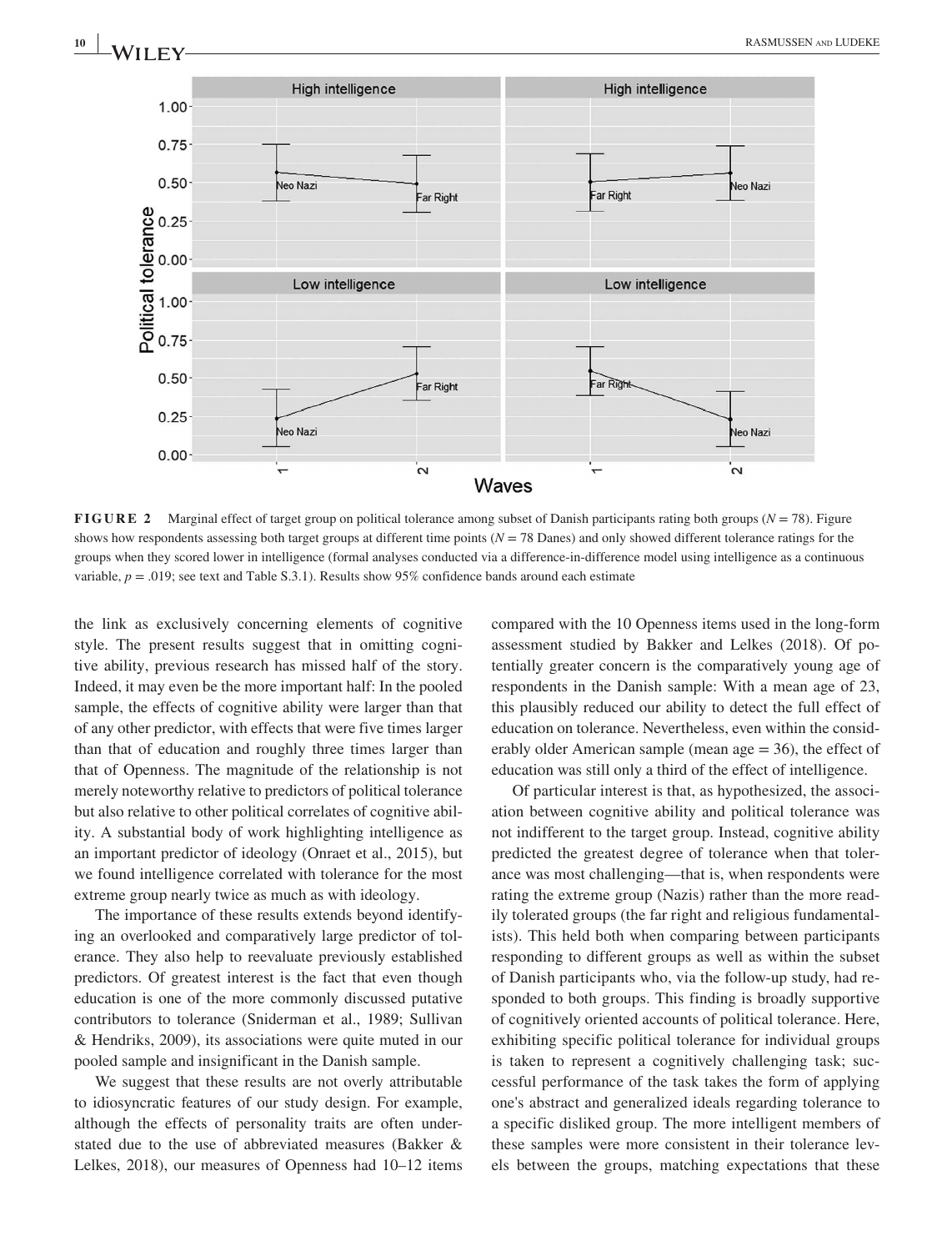**FIGURE 2** Marginal effect of target group on political tolerance among subset of Danish participants rating both groups ($N = 78$). Figure shows how respondents assessing both target groups at different time points ($N = 78$ Danes) and only showed different tolerance ratings for the groups when they scored lower in intelligence (formal analyses conducted via a difference-in-difference model using intelligence as a continuous variable, $p = .019$; see text and Table S.3.1). Results show 95% confidence bands around each estimate

the link as exclusively concerning elements of cognitive style. The present results suggest that in omitting cognitive ability, previous research has missed half of the story. Indeed, it may even be the more important half: In the pooled sample, the effects of cognitive ability were larger than that of any other predictor, with effects that were five times larger than that of education and roughly three times larger than that of Openness. The magnitude of the relationship is not merely noteworthy relative to predictors of political tolerance but also relative to other political correlates of cognitive ability. A substantial body of work highlighting intelligence as an important predictor of ideology (Onraet et al., 2015), but we found intelligence correlated with tolerance for the most extreme group nearly twice as much as with ideology.

The importance of these results extends beyond identifying an overlooked and comparatively large predictor of tolerance. They also help to reevaluate previously established predictors. Of greatest interest is the fact that even though education is one of the more commonly discussed putative contributors to tolerance (Sniderman et al., 1989; Sullivan & Hendriks, 2009), its associations were quite muted in our pooled sample and insignificant in the Danish sample.

We suggest that these results are not overly attributable to idiosyncratic features of our study design. For example, although the effects of personality traits are often understated due to the use of abbreviated measures (Bakker & Lelkes, 2018), our measures of Openness had 10–12 items compared with the 10 Openness items used in the long-form assessment studied by Bakker and Lelkes (2018). Of potentially greater concern is the comparatively young age of respondents in the Danish sample: With a mean age of 23, this plausibly reduced our ability to detect the full effect of education on tolerance. Nevertheless, even within the considerably older American sample (mean age = 36), the effect of education was still only a third of the effect of intelligence.

Of particular interest is that, as hypothesized, the association between cognitive ability and political tolerance was not indifferent to the target group. Instead, cognitive ability predicted the greatest degree of tolerance when that tolerance was most challenging—that is, when respondents were rating the extreme group (Nazis) rather than the more readily tolerated groups (the far right and religious fundamentalists). This held both when comparing between participants responding to different groups as well as within the subset of Danish participants who, via the follow-up study, had responded to both groups. This finding is broadly supportive of cognitively oriented accounts of political tolerance. Here, exhibiting specific political tolerance for individual groups is taken to represent a cognitively challenging task; successful performance of the task takes the form of applying one's abstract and generalized ideals regarding tolerance to a specific disliked group. The more intelligent members of these samples were more consistent in their tolerance levels between the groups, matching expectations that these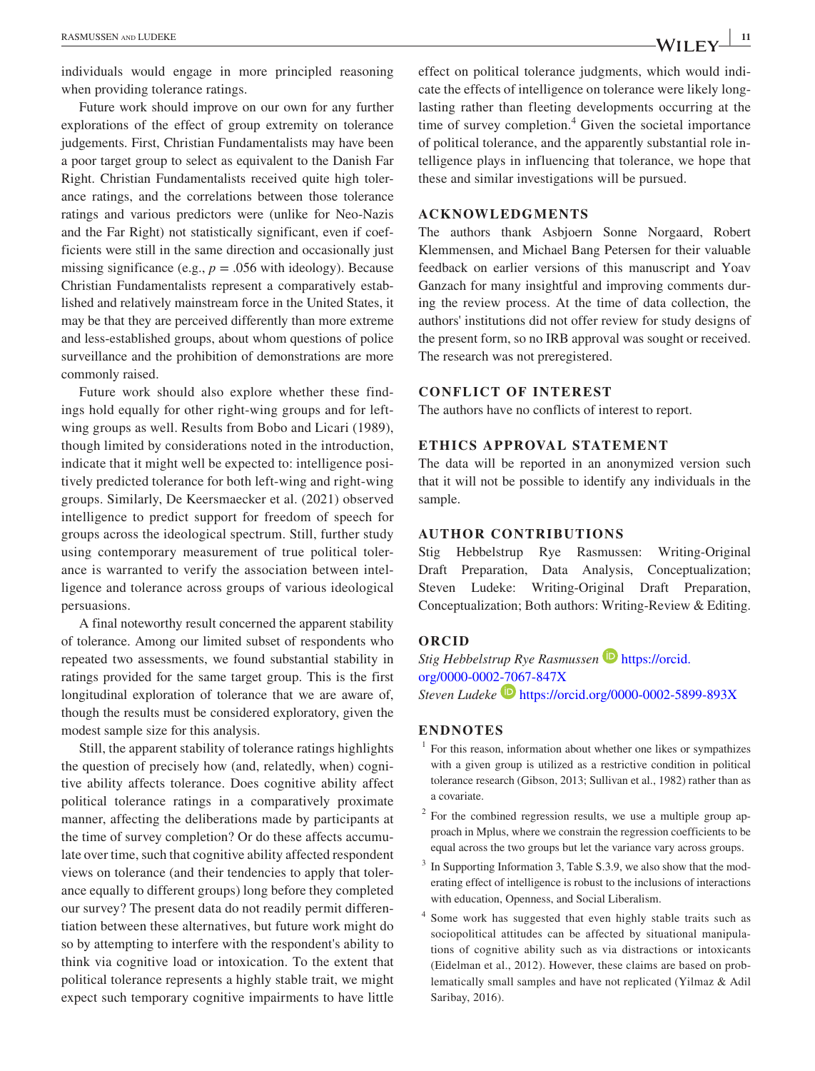individuals would engage in more principled reasoning when providing tolerance ratings.

Future work should improve on our own for any further explorations of the effect of group extremity on tolerance judgements. First, Christian Fundamentalists may have been a poor target group to select as equivalent to the Danish Far Right. Christian Fundamentalists received quite high tolerance ratings, and the correlations between those tolerance ratings and various predictors were (unlike for Neo-Nazis and the Far Right) not statistically significant, even if coefficients were still in the same direction and occasionally just missing significance (e.g., $p = .056$ with ideology). Because Christian Fundamentalists represent a comparatively established and relatively mainstream force in the United States, it may be that they are perceived differently than more extreme and less-established groups, about whom questions of police surveillance and the prohibition of demonstrations are more commonly raised.

Future work should also explore whether these findings hold equally for other right-wing groups and for left-wing groups as well. Results from Bobo and Licari (1989), though limited by considerations noted in the introduction, indicate that it might well be expected to: intelligence positively predicted tolerance for both left-wing and right-wing groups. Similarly, De Keersmaecker et al. (2021) observed intelligence to predict support for freedom of speech for groups across the ideological spectrum. Still, further study using contemporary measurement of true political tolerance is warranted to verify the association between intelligence and tolerance across groups of various ideological persuasions.

A final noteworthy result concerned the apparent stability of tolerance. Among our limited subset of respondents who repeated two assessments, we found substantial stability in ratings provided for the same target group. This is the first longitudinal exploration of tolerance that we are aware of, though the results must be considered exploratory, given the modest sample size for this analysis.

Still, the apparent stability of tolerance ratings highlights the question of precisely how (and, relatedly, when) cognitive ability affects tolerance. Does cognitive ability affect political tolerance ratings in a comparatively proximate manner, affecting the deliberations made by participants at the time of survey completion? Or do these affects accumulate over time, such that cognitive ability affected respondent views on tolerance (and their tendencies to apply that tolerance equally to different groups) long before they completed our survey? The present data do not readily permit differentiation between these alternatives, but future work might do so by attempting to interfere with the respondent's ability to think via cognitive load or intoxication. To the extent that political tolerance represents a highly stable trait, we might expect such temporary cognitive impairments to have little effect on political tolerance judgments, which would indicate the effects of intelligence on tolerance were likely long-lasting rather than fleeting developments occurring at the time of survey completion.[4] Given the societal importance of political tolerance, and the apparently substantial role intelligence plays in influencing that tolerance, we hope that these and similar investigations will be pursued.

## ACKNOWLEDGMENTS

The authors thank Asbjoern Sonne Norgaard, Robert Klemmensen, and Michael Bang Petersen for their valuable feedback on earlier versions of this manuscript and Yoav Ganzach for many insightful and improving comments during the review process. At the time of data collection, the authors' institutions did not offer review for study designs of the present form, so no IRB approval was sought or received. The research was not preregistered.

## CONFLICT OF INTEREST

The authors have no conflicts of interest to report.

## ETHICS APPROVAL STATEMENT

The data will be reported in an anonymized version such that it will not be possible to identify any individuals in the sample.

## AUTHOR CONTRIBUTIONS

Stig Hebbelstrup Rye Rasmussen: Writing-Original Draft Preparation, Data Analysis, Conceptualization; Steven Ludeke: Writing-Original Draft Preparation, Conceptualization; Both authors: Writing-Review & Editing.

## ORCID

*Stig Hebbelstrup Rye Rasmussen* https://orcid.org/0000-0002-7067-847X
*Steven Ludeke* https://orcid.org/0000-0002-5899-893X

## ENDNOTES

[1] For this reason, information about whether one likes or sympathizes with a given group is utilized as a restrictive condition in political tolerance research (Gibson, 2013; Sullivan et al., 1982) rather than as a covariate.

[2] For the combined regression results, we use a multiple group approach in Mplus, where we constrain the regression coefficients to be equal across the two groups but let the variance vary across groups.

[3] In Supporting Information 3, Table S.3.9, we also show that the moderating effect of intelligence is robust to the inclusions of interactions with education, Openness, and Social Liberalism.

[4] Some work has suggested that even highly stable traits such as sociopolitical attitudes can be affected by situational manipulations of cognitive ability such as via distractions or intoxicants (Eidelman et al., 2012). However, these claims are based on problematically small samples and have not replicated (Yilmaz & Adil Saribay, 2016).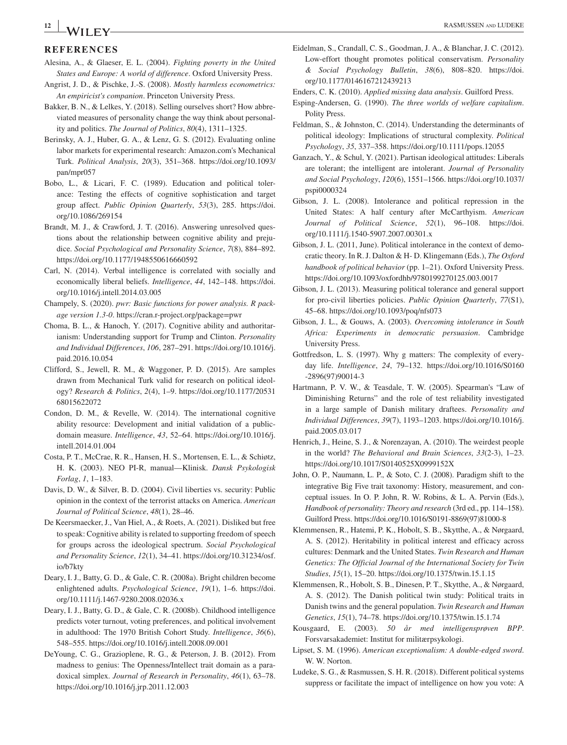## REFERENCES

Alesina, A., & Glaeser, E. L. (2004). *Fighting poverty in the United States and Europe: A world of difference*. Oxford University Press.

Angrist, J. D., & Pischke, J.-S. (2008). *Mostly harmless econometrics: An empiricist's companion*. Princeton University Press.

Bakker, B. N., & Lelkes, Y. (2018). Selling ourselves short? How abbreviated measures of personality change the way think about personality and politics. *The Journal of Politics*, *80*(4), 1311–1325.

Berinsky, A. J., Huber, G. A., & Lenz, G. S. (2012). Evaluating online labor markets for experimental research: Amazon.com's Mechanical Turk. *Political Analysis*, *20*(3), 351–368. https://doi.org/10.1093/pan/mpr057

Bobo, L., & Licari, F. C. (1989). Education and political tolerance: Testing the effects of cognitive sophistication and target group affect. *Public Opinion Quarterly*, *53*(3), 285. https://doi.org/10.1086/269154

Brandt, M. J., & Crawford, J. T. (2016). Answering unresolved questions about the relationship between cognitive ability and prejudice. *Social Psychological and Personality Science*, *7*(8), 884–892. https://doi.org/10.1177/1948550616660592

Carl, N. (2014). Verbal intelligence is correlated with socially and economically liberal beliefs. *Intelligence*, *44*, 142–148. https://doi.org/10.1016/j.intell.2014.03.005

Champely, S. (2020). *pwr: Basic functions for power analysis. R package version 1.3-0*. https://cran.r-project.org/package=pwr

Choma, B. L., & Hanoch, Y. (2017). Cognitive ability and authoritarianism: Understanding support for Trump and Clinton. *Personality and Individual Differences*, *106*, 287–291. https://doi.org/10.1016/j.paid.2016.10.054

Clifford, S., Jewell, R. M., & Waggoner, P. D. (2015). Are samples drawn from Mechanical Turk valid for research on political ideology? *Research & Politics*, *2*(4), 1–9. https://doi.org/10.1177/2053168015622072

Condon, D. M., & Revelle, W. (2014). The international cognitive ability resource: Development and initial validation of a public-domain measure. *Intelligence*, *43*, 52–64. https://doi.org/10.1016/j.intell.2014.01.004

Costa, P. T., McCrae, R. R., Hansen, H. S., Mortensen, E. L., & Schiøtz, H. K. (2003). NEO PI-R, manual—Klinisk. *Dansk Psykologisk Forlag*, *1*, 1–183.

Davis, D. W., & Silver, B. D. (2004). Civil liberties vs. security: Public opinion in the context of the terrorist attacks on America. *American Journal of Political Science*, *48*(1), 28–46.

De Keersmaecker, J., Van Hiel, A., & Roets, A. (2021). Disliked but free to speak: Cognitive ability is related to supporting freedom of speech for groups across the ideological spectrum. *Social Psychological and Personality Science*, *12*(1), 34–41. https://doi.org/10.31234/osf.io/b7kty

Deary, I. J., Batty, G. D., & Gale, C. R. (2008a). Bright children become enlightened adults. *Psychological Science*, *19*(1), 1–6. https://doi.org/10.1111/j.1467-9280.2008.02036.x

Deary, I. J., Batty, G. D., & Gale, C. R. (2008b). Childhood intelligence predicts voter turnout, voting preferences, and political involvement in adulthood: The 1970 British Cohort Study. *Intelligence*, *36*(6), 548–555. https://doi.org/10.1016/j.intell.2008.09.001

DeYoung, C. G., Grazioplene, R. G., & Peterson, J. B. (2012). From madness to genius: The Openness/Intellect trait domain as a paradoxical simplex. *Journal of Research in Personality*, *46*(1), 63–78. https://doi.org/10.1016/j.jrp.2011.12.003

Eidelman, S., Crandall, C. S., Goodman, J. A., & Blanchar, J. C. (2012). Low-effort thought promotes political conservatism. *Personality & Social Psychology Bulletin*, *38*(6), 808–820. https://doi.org/10.1177/0146167212439213

Enders, C. K. (2010). *Applied missing data analysis*. Guilford Press.

Esping-Andersen, G. (1990). *The three worlds of welfare capitalism*. Polity Press.

Feldman, S., & Johnston, C. (2014). Understanding the determinants of political ideology: Implications of structural complexity. *Political Psychology*, *35*, 337–358. https://doi.org/10.1111/pops.12055

Ganzach, Y., & Schul, Y. (2021). Partisan ideological attitudes: Liberals are tolerant; the intelligent are intolerant. *Journal of Personality and Social Psychology*, *120*(6), 1551–1566. https://doi.org/10.1037/pspi0000324

Gibson, J. L. (2008). Intolerance and political repression in the United States: A half century after McCarthyism. *American Journal of Political Science*, *52*(1), 96–108. https://doi.org/10.1111/j.1540-5907.2007.00301.x

Gibson, J. L. (2011, June). Political intolerance in the context of democratic theory. In R. J. Dalton & H- D. Klingemann (Eds.), *The Oxford handbook of political behavior* (pp. 1–21). Oxford University Press. https://doi.org/10.1093/oxfordhb/9780199270125.003.0017

Gibson, J. L. (2013). Measuring political tolerance and general support for pro-civil liberties policies. *Public Opinion Quarterly*, *77*(S1), 45–68. https://doi.org/10.1093/poq/nfs073

Gibson, J. L., & Gouws, A. (2003). *Overcoming intolerance in South Africa: Experiments in democratic persuasion*. Cambridge University Press.

Gottfredson, L. S. (1997). Why g matters: The complexity of everyday life. *Intelligence*, *24*, 79–132. https://doi.org/10.1016/S0160-2896(97)90014-3

Hartmann, P. V. W., & Teasdale, T. W. (2005). Spearman's "Law of Diminishing Returns" and the role of test reliability investigated in a large sample of Danish military draftees. *Personality and Individual Differences*, *39*(7), 1193–1203. https://doi.org/10.1016/j.paid.2005.03.017

Henrich, J., Heine, S. J., & Norenzayan, A. (2010). The weirdest people in the world? *The Behavioral and Brain Sciences*, *33*(2-3), 1–23. https://doi.org/10.1017/S0140525X0999152X

John, O. P., Naumann, L. P., & Soto, C. J. (2008). Paradigm shift to the integrative Big Five trait taxonomy: History, measurement, and conceptual issues. In O. P. John, R. W. Robins, & L. A. Pervin (Eds.), *Handbook of personality: Theory and research* (3rd ed., pp. 114–158). Guilford Press. https://doi.org/10.1016/S0191-8869(97)81000-8

Klemmensen, R., Hatemi, P. K., Hobolt, S. B., Skytthe, A., & Nørgaard, A. S. (2012). Heritability in political interest and efficacy across cultures: Denmark and the United States. *Twin Research and Human Genetics: The Official Journal of the International Society for Twin Studies*, *15*(1), 15–20. https://doi.org/10.1375/twin.15.1.15

Klemmensen, R., Hobolt, S. B., Dinesen, P. T., Skytthe, A., & Nørgaard, A. S. (2012). The Danish political twin study: Political traits in Danish twins and the general population. *Twin Research and Human Genetics*, *15*(1), 74–78. https://doi.org/10.1375/twin.15.1.74

Kousgaard, E. (2003). *50 år med intelligensprøven BPP*. Forsvarsakademiet: Institut for militærpsykologi.

Lipset, S. M. (1996). *American exceptionalism: A double-edged sword*. W. W. Norton.

Ludeke, S. G., & Rasmussen, S. H. R. (2018). Different political systems suppress or facilitate the impact of intelligence on how you vote: A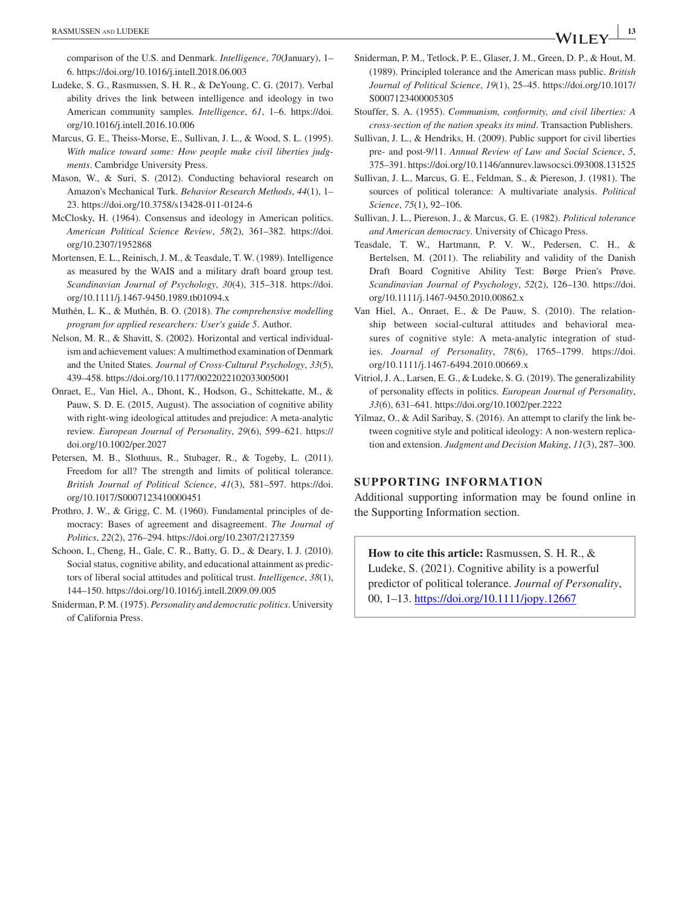comparison of the U.S. and Denmark. *Intelligence*, *70*(January), 1–6. https://doi.org/10.1016/j.intell.2018.06.003

Ludeke, S. G., Rasmussen, S. H. R., & DeYoung, C. G. (2017). Verbal ability drives the link between intelligence and ideology in two American community samples. *Intelligence*, *61*, 1–6. https://doi.org/10.1016/j.intell.2016.10.006

Marcus, G. E., Theiss-Morse, E., Sullivan, J. L., & Wood, S. L. (1995). *With malice toward some: How people make civil liberties judgments*. Cambridge University Press.

Mason, W., & Suri, S. (2012). Conducting behavioral research on Amazon's Mechanical Turk. *Behavior Research Methods*, *44*(1), 1–23. https://doi.org/10.3758/s13428-011-0124-6

McClosky, H. (1964). Consensus and ideology in American politics. *American Political Science Review*, *58*(2), 361–382. https://doi.org/10.2307/1952868

Mortensen, E. L., Reinisch, J. M., & Teasdale, T. W. (1989). Intelligence as measured by the WAIS and a military draft board group test. *Scandinavian Journal of Psychology*, *30*(4), 315–318. https://doi.org/10.1111/j.1467-9450.1989.tb01094.x

Muthén, L. K., & Muthén, B. O. (2018). *The comprehensive modelling program for applied researchers: User's guide 5*. Author.

Nelson, M. R., & Shavitt, S. (2002). Horizontal and vertical individualism and achievement values: A multimethod examination of Denmark and the United States. *Journal of Cross-Cultural Psychology*, *33*(5), 439–458. https://doi.org/10.1177/0022022102033005001

Onraet, E., Van Hiel, A., Dhont, K., Hodson, G., Schittekatte, M., & Pauw, S. D. E. (2015, August). The association of cognitive ability with right-wing ideological attitudes and prejudice: A meta-analytic review. *European Journal of Personality*, *29*(6), 599–621. https://doi.org/10.1002/per.2027

Petersen, M. B., Slothuus, R., Stubager, R., & Togeby, L. (2011). Freedom for all? The strength and limits of political tolerance. *British Journal of Political Science*, *41*(3), 581–597. https://doi.org/10.1017/S0007123410000451

Prothro, J. W., & Grigg, C. M. (1960). Fundamental principles of democracy: Bases of agreement and disagreement. *The Journal of Politics*, *22*(2), 276–294. https://doi.org/10.2307/2127359

Schoon, I., Cheng, H., Gale, C. R., Batty, G. D., & Deary, I. J. (2010). Social status, cognitive ability, and educational attainment as predictors of liberal social attitudes and political trust. *Intelligence*, *38*(1), 144–150. https://doi.org/10.1016/j.intell.2009.09.005

Sniderman, P. M. (1975). *Personality and democratic politics*. University of California Press.

Sniderman, P. M., Tetlock, P. E., Glaser, J. M., Green, D. P., & Hout, M. (1989). Principled tolerance and the American mass public. *British Journal of Political Science*, *19*(1), 25–45. https://doi.org/10.1017/S0007123400005305

Stouffer, S. A. (1955). *Communism, conformity, and civil liberties: A cross-section of the nation speaks its mind*. Transaction Publishers.

Sullivan, J. L., & Hendriks, H. (2009). Public support for civil liberties pre- and post-9/11. *Annual Review of Law and Social Science*, *5*, 375–391. https://doi.org/10.1146/annurev.lawsocsci.093008.131525

Sullivan, J. L., Marcus, G. E., Feldman, S., & Piereson, J. (1981). The sources of political tolerance: A multivariate analysis. *Political Science*, *75*(1), 92–106.

Sullivan, J. L., Piereson, J., & Marcus, G. E. (1982). *Political tolerance and American democracy*. University of Chicago Press.

Teasdale, T. W., Hartmann, P. V. W., Pedersen, C. H., & Bertelsen, M. (2011). The reliability and validity of the Danish Draft Board Cognitive Ability Test: Børge Prien's Prøve. *Scandinavian Journal of Psychology*, *52*(2), 126–130. https://doi.org/10.1111/j.1467-9450.2010.00862.x

Van Hiel, A., Onraet, E., & De Pauw, S. (2010). The relationship between social-cultural attitudes and behavioral measures of cognitive style: A meta-analytic integration of studies. *Journal of Personality*, *78*(6), 1765–1799. https://doi.org/10.1111/j.1467-6494.2010.00669.x

Vitriol, J. A., Larsen, E. G., & Ludeke, S. G. (2019). The generalizability of personality effects in politics. *European Journal of Personality*, *33*(6), 631–641. https://doi.org/10.1002/per.2222

Yilmaz, O., & Adil Saribay, S. (2016). An attempt to clarify the link between cognitive style and political ideology: A non-western replication and extension. *Judgment and Decision Making*, *11*(3), 287–300.

## SUPPORTING INFORMATION

Additional supporting information may be found online in the Supporting Information section.

**How to cite this article:** Rasmussen, S. H. R., & Ludeke, S. (2021). Cognitive ability is a powerful predictor of political tolerance. *Journal of Personality*, 00, 1–13. https://doi.org/10.1111/jopy.12667